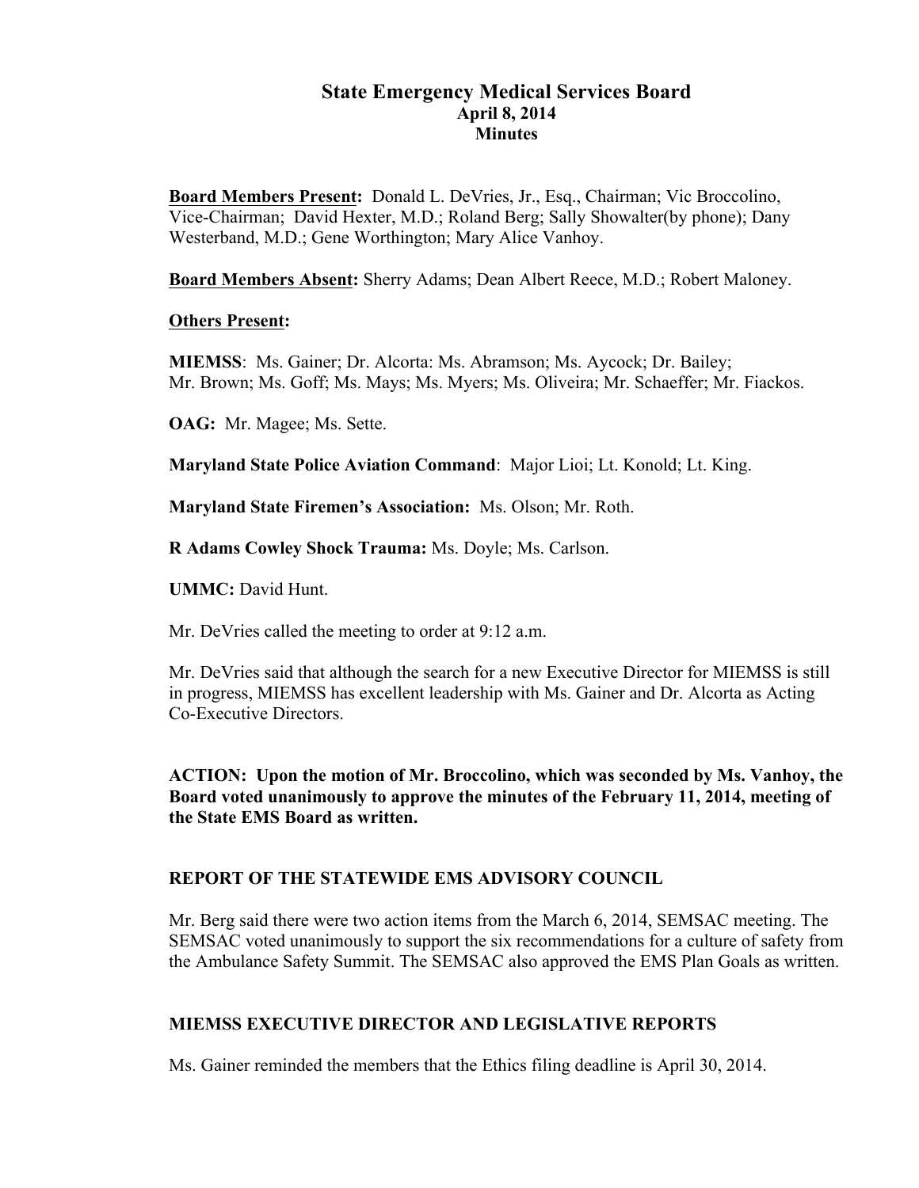# State Emergency Medical Services Board
## April 8, 2014
## Minutes

**Board Members Present:** Donald L. DeVries, Jr., Esq., Chairman; Vic Broccolino, Vice-Chairman; David Hexter, M.D.; Roland Berg; Sally Showalter(by phone); Dany Westerband, M.D.; Gene Worthington; Mary Alice Vanhoy.

**Board Members Absent:** Sherry Adams; Dean Albert Reece, M.D.; Robert Maloney.

**Others Present:**

**MIEMSS**: Ms. Gainer; Dr. Alcorta: Ms. Abramson; Ms. Aycock; Dr. Bailey; Mr. Brown; Ms. Goff; Ms. Mays; Ms. Myers; Ms. Oliveira; Mr. Schaeffer; Mr. Fiackos.

**OAG:** Mr. Magee; Ms. Sette.

**Maryland State Police Aviation Command**: Major Lioi; Lt. Konold; Lt. King.

**Maryland State Firemen's Association:** Ms. Olson; Mr. Roth.

**R Adams Cowley Shock Trauma:** Ms. Doyle; Ms. Carlson.

**UMMC:** David Hunt.

Mr. DeVries called the meeting to order at 9:12 a.m.

Mr. DeVries said that although the search for a new Executive Director for MIEMSS is still in progress, MIEMSS has excellent leadership with Ms. Gainer and Dr. Alcorta as Acting Co-Executive Directors.

**ACTION: Upon the motion of Mr. Broccolino, which was seconded by Ms. Vanhoy, the Board voted unanimously to approve the minutes of the February 11, 2014, meeting of the State EMS Board as written.**

### REPORT OF THE STATEWIDE EMS ADVISORY COUNCIL

Mr. Berg said there were two action items from the March 6, 2014, SEMSAC meeting. The SEMSAC voted unanimously to support the six recommendations for a culture of safety from the Ambulance Safety Summit. The SEMSAC also approved the EMS Plan Goals as written.

### MIEMSS EXECUTIVE DIRECTOR AND LEGISLATIVE REPORTS

Ms. Gainer reminded the members that the Ethics filing deadline is April 30, 2014.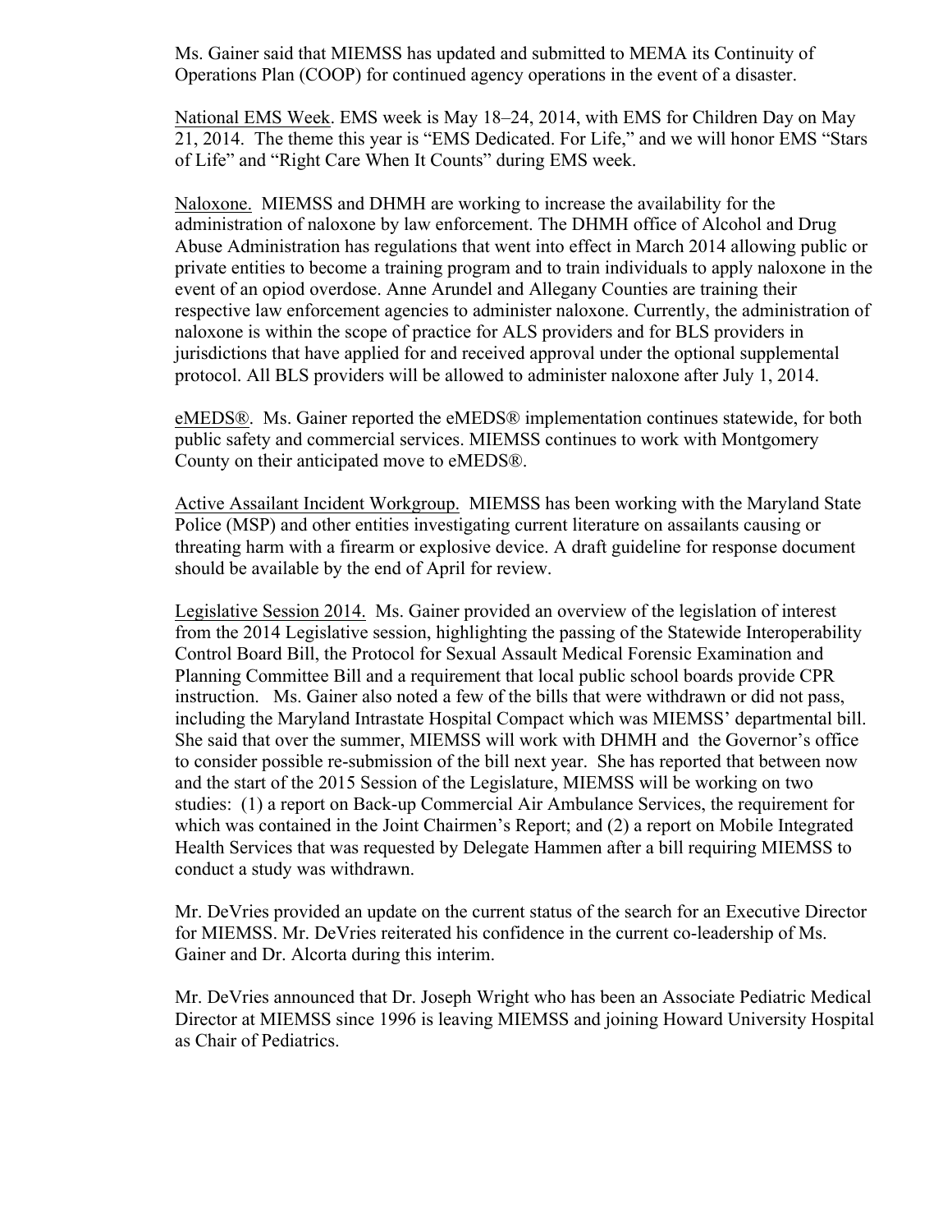Ms. Gainer said that MIEMSS has updated and submitted to MEMA its Continuity of Operations Plan (COOP) for continued agency operations in the event of a disaster.

National EMS Week. EMS week is May 18–24, 2014, with EMS for Children Day on May 21, 2014. The theme this year is "EMS Dedicated. For Life," and we will honor EMS "Stars of Life" and "Right Care When It Counts" during EMS week.

Naloxone. MIEMSS and DHMH are working to increase the availability for the administration of naloxone by law enforcement. The DHMH office of Alcohol and Drug Abuse Administration has regulations that went into effect in March 2014 allowing public or private entities to become a training program and to train individuals to apply naloxone in the event of an opiod overdose. Anne Arundel and Allegany Counties are training their respective law enforcement agencies to administer naloxone. Currently, the administration of naloxone is within the scope of practice for ALS providers and for BLS providers in jurisdictions that have applied for and received approval under the optional supplemental protocol. All BLS providers will be allowed to administer naloxone after July 1, 2014.

eMEDS®. Ms. Gainer reported the eMEDS® implementation continues statewide, for both public safety and commercial services. MIEMSS continues to work with Montgomery County on their anticipated move to eMEDS®.

Active Assailant Incident Workgroup. MIEMSS has been working with the Maryland State Police (MSP) and other entities investigating current literature on assailants causing or threating harm with a firearm or explosive device. A draft guideline for response document should be available by the end of April for review.

Legislative Session 2014. Ms. Gainer provided an overview of the legislation of interest from the 2014 Legislative session, highlighting the passing of the Statewide Interoperability Control Board Bill, the Protocol for Sexual Assault Medical Forensic Examination and Planning Committee Bill and a requirement that local public school boards provide CPR instruction. Ms. Gainer also noted a few of the bills that were withdrawn or did not pass, including the Maryland Intrastate Hospital Compact which was MIEMSS' departmental bill. She said that over the summer, MIEMSS will work with DHMH and the Governor's office to consider possible re-submission of the bill next year. She has reported that between now and the start of the 2015 Session of the Legislature, MIEMSS will be working on two studies: (1) a report on Back-up Commercial Air Ambulance Services, the requirement for which was contained in the Joint Chairmen's Report; and (2) a report on Mobile Integrated Health Services that was requested by Delegate Hammen after a bill requiring MIEMSS to conduct a study was withdrawn.

Mr. DeVries provided an update on the current status of the search for an Executive Director for MIEMSS. Mr. DeVries reiterated his confidence in the current co-leadership of Ms. Gainer and Dr. Alcorta during this interim.

Mr. DeVries announced that Dr. Joseph Wright who has been an Associate Pediatric Medical Director at MIEMSS since 1996 is leaving MIEMSS and joining Howard University Hospital as Chair of Pediatrics.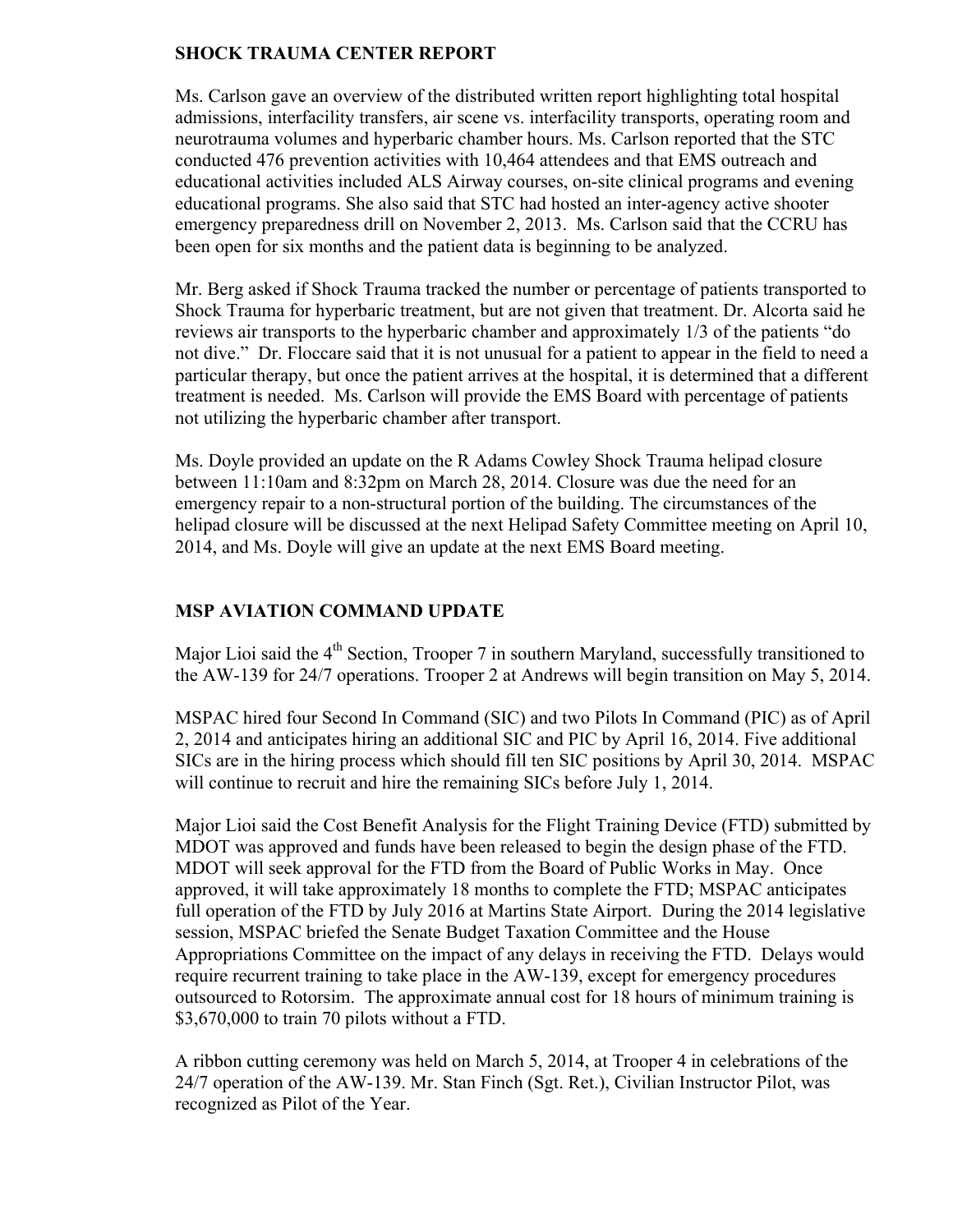**SHOCK TRAUMA CENTER REPORT**

Ms. Carlson gave an overview of the distributed written report highlighting total hospital admissions, interfacility transfers, air scene vs. interfacility transports, operating room and neurotrauma volumes and hyperbaric chamber hours. Ms. Carlson reported that the STC conducted 476 prevention activities with 10,464 attendees and that EMS outreach and educational activities included ALS Airway courses, on-site clinical programs and evening educational programs. She also said that STC had hosted an inter-agency active shooter emergency preparedness drill on November 2, 2013. Ms. Carlson said that the CCRU has been open for six months and the patient data is beginning to be analyzed.

Mr. Berg asked if Shock Trauma tracked the number or percentage of patients transported to Shock Trauma for hyperbaric treatment, but are not given that treatment. Dr. Alcorta said he reviews air transports to the hyperbaric chamber and approximately 1/3 of the patients "do not dive." Dr. Floccare said that it is not unusual for a patient to appear in the field to need a particular therapy, but once the patient arrives at the hospital, it is determined that a different treatment is needed. Ms. Carlson will provide the EMS Board with percentage of patients not utilizing the hyperbaric chamber after transport.

Ms. Doyle provided an update on the R Adams Cowley Shock Trauma helipad closure between 11:10am and 8:32pm on March 28, 2014. Closure was due the need for an emergency repair to a non-structural portion of the building. The circumstances of the helipad closure will be discussed at the next Helipad Safety Committee meeting on April 10, 2014, and Ms. Doyle will give an update at the next EMS Board meeting.

**MSP AVIATION COMMAND UPDATE**

Major Lioi said the 4th Section, Trooper 7 in southern Maryland, successfully transitioned to the AW-139 for 24/7 operations. Trooper 2 at Andrews will begin transition on May 5, 2014.

MSPAC hired four Second In Command (SIC) and two Pilots In Command (PIC) as of April 2, 2014 and anticipates hiring an additional SIC and PIC by April 16, 2014. Five additional SICs are in the hiring process which should fill ten SIC positions by April 30, 2014. MSPAC will continue to recruit and hire the remaining SICs before July 1, 2014.

Major Lioi said the Cost Benefit Analysis for the Flight Training Device (FTD) submitted by MDOT was approved and funds have been released to begin the design phase of the FTD. MDOT will seek approval for the FTD from the Board of Public Works in May. Once approved, it will take approximately 18 months to complete the FTD; MSPAC anticipates full operation of the FTD by July 2016 at Martins State Airport. During the 2014 legislative session, MSPAC briefed the Senate Budget Taxation Committee and the House Appropriations Committee on the impact of any delays in receiving the FTD. Delays would require recurrent training to take place in the AW-139, except for emergency procedures outsourced to Rotorsim. The approximate annual cost for 18 hours of minimum training is $3,670,000 to train 70 pilots without a FTD.

A ribbon cutting ceremony was held on March 5, 2014, at Trooper 4 in celebrations of the 24/7 operation of the AW-139. Mr. Stan Finch (Sgt. Ret.), Civilian Instructor Pilot, was recognized as Pilot of the Year.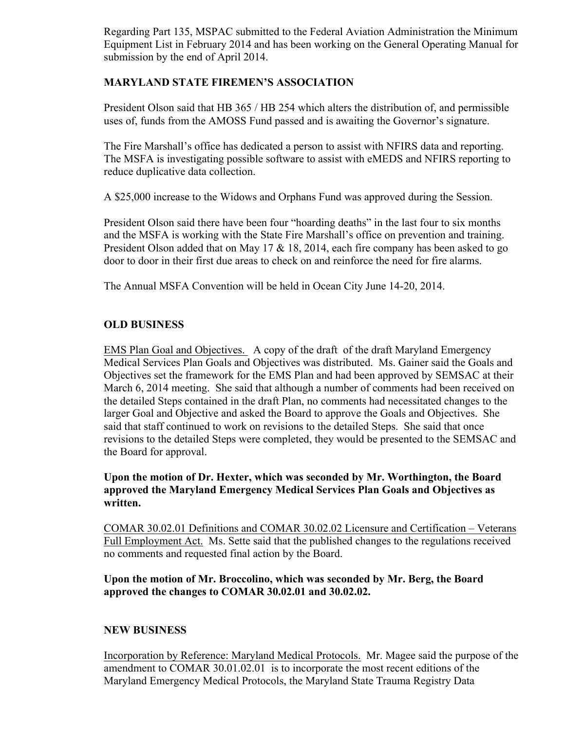Regarding Part 135, MSPAC submitted to the Federal Aviation Administration the Minimum Equipment List in February 2014 and has been working on the General Operating Manual for submission by the end of April 2014.

## MARYLAND STATE FIREMEN'S ASSOCIATION

President Olson said that HB 365 / HB 254 which alters the distribution of, and permissible uses of, funds from the AMOSS Fund passed and is awaiting the Governor's signature.

The Fire Marshall's office has dedicated a person to assist with NFIRS data and reporting. The MSFA is investigating possible software to assist with eMEDS and NFIRS reporting to reduce duplicative data collection.

A $25,000 increase to the Widows and Orphans Fund was approved during the Session.

President Olson said there have been four "hoarding deaths" in the last four to six months and the MSFA is working with the State Fire Marshall's office on prevention and training. President Olson added that on May 17 & 18, 2014, each fire company has been asked to go door to door in their first due areas to check on and reinforce the need for fire alarms.

The Annual MSFA Convention will be held in Ocean City June 14-20, 2014.

## OLD BUSINESS

EMS Plan Goal and Objectives. A copy of the draft of the draft Maryland Emergency Medical Services Plan Goals and Objectives was distributed. Ms. Gainer said the Goals and Objectives set the framework for the EMS Plan and had been approved by SEMSAC at their March 6, 2014 meeting. She said that although a number of comments had been received on the detailed Steps contained in the draft Plan, no comments had necessitated changes to the larger Goal and Objective and asked the Board to approve the Goals and Objectives. She said that staff continued to work on revisions to the detailed Steps. She said that once revisions to the detailed Steps were completed, they would be presented to the SEMSAC and the Board for approval.

**Upon the motion of Dr. Hexter, which was seconded by Mr. Worthington, the Board approved the Maryland Emergency Medical Services Plan Goals and Objectives as written.**

COMAR 30.02.01 Definitions and COMAR 30.02.02 Licensure and Certification – Veterans Full Employment Act. Ms. Sette said that the published changes to the regulations received no comments and requested final action by the Board.

**Upon the motion of Mr. Broccolino, which was seconded by Mr. Berg, the Board approved the changes to COMAR 30.02.01 and 30.02.02.**

## NEW BUSINESS

Incorporation by Reference: Maryland Medical Protocols. Mr. Magee said the purpose of the amendment to COMAR 30.01.02.01 is to incorporate the most recent editions of the Maryland Emergency Medical Protocols, the Maryland State Trauma Registry Data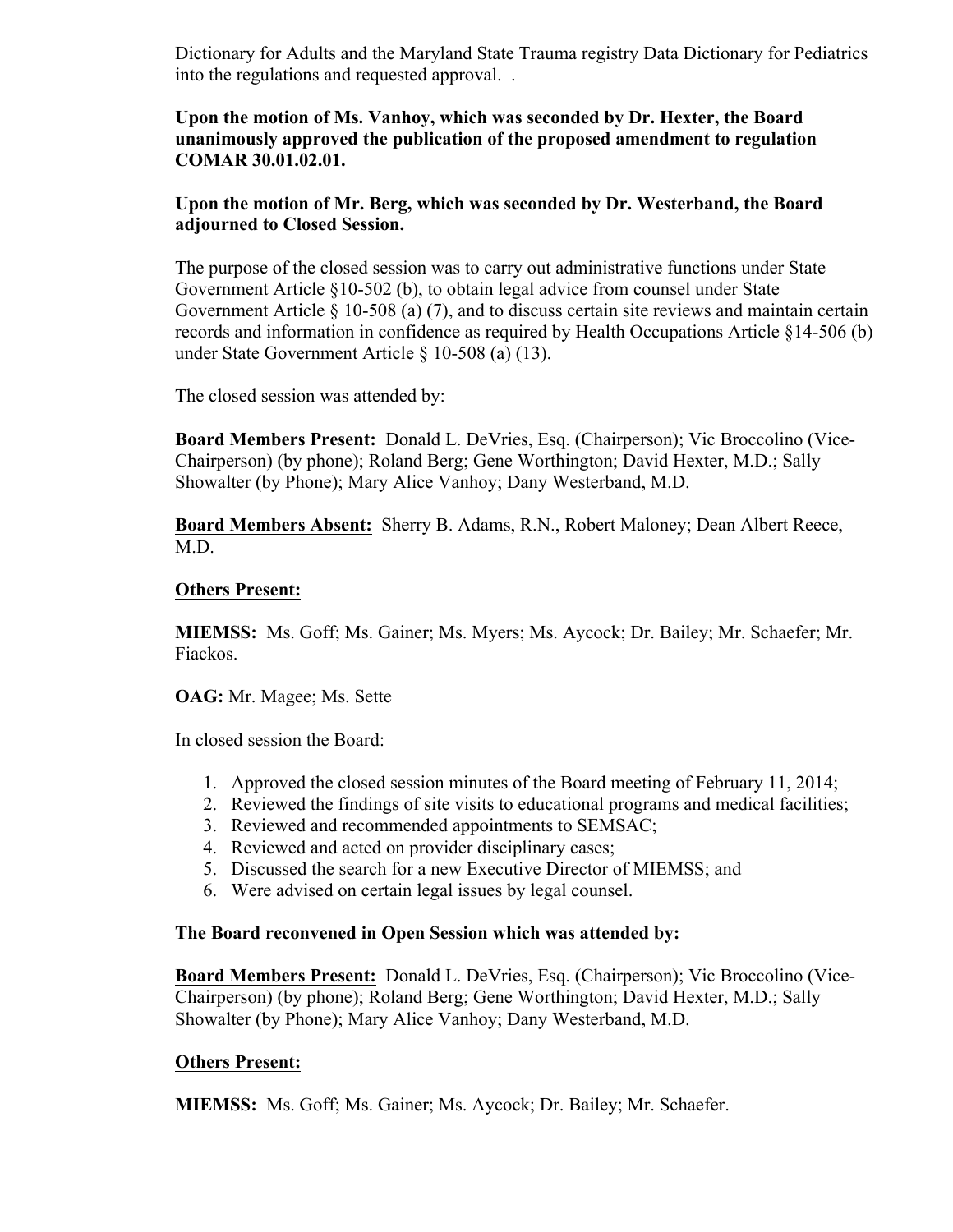Dictionary for Adults and the Maryland State Trauma registry Data Dictionary for Pediatrics into the regulations and requested approval.  .

**Upon the motion of Ms. Vanhoy, which was seconded by Dr. Hexter, the Board unanimously approved the publication of the proposed amendment to regulation COMAR 30.01.02.01.**

**Upon the motion of Mr. Berg, which was seconded by Dr. Westerband, the Board adjourned to Closed Session.**

The purpose of the closed session was to carry out administrative functions under State Government Article §10-502 (b), to obtain legal advice from counsel under State Government Article § 10-508 (a) (7), and to discuss certain site reviews and maintain certain records and information in confidence as required by Health Occupations Article §14-506 (b) under State Government Article § 10-508 (a) (13).

The closed session was attended by:

**Board Members Present:** Donald L. DeVries, Esq. (Chairperson); Vic Broccolino (Vice-Chairperson) (by phone); Roland Berg; Gene Worthington; David Hexter, M.D.; Sally Showalter (by Phone); Mary Alice Vanhoy; Dany Westerband, M.D.

**Board Members Absent:** Sherry B. Adams, R.N., Robert Maloney; Dean Albert Reece, M.D.

**Others Present:**

**MIEMSS:** Ms. Goff; Ms. Gainer; Ms. Myers; Ms. Aycock; Dr. Bailey; Mr. Schaefer; Mr. Fiackos.

**OAG:** Mr. Magee; Ms. Sette

In closed session the Board:

1. Approved the closed session minutes of the Board meeting of February 11, 2014;
2. Reviewed the findings of site visits to educational programs and medical facilities;
3. Reviewed and recommended appointments to SEMSAC;
4. Reviewed and acted on provider disciplinary cases;
5. Discussed the search for a new Executive Director of MIEMSS; and
6. Were advised on certain legal issues by legal counsel.

**The Board reconvened in Open Session which was attended by:**

**Board Members Present:** Donald L. DeVries, Esq. (Chairperson); Vic Broccolino (Vice-Chairperson) (by phone); Roland Berg; Gene Worthington; David Hexter, M.D.; Sally Showalter (by Phone); Mary Alice Vanhoy; Dany Westerband, M.D.

**Others Present:**

**MIEMSS:** Ms. Goff; Ms. Gainer; Ms. Aycock; Dr. Bailey; Mr. Schaefer.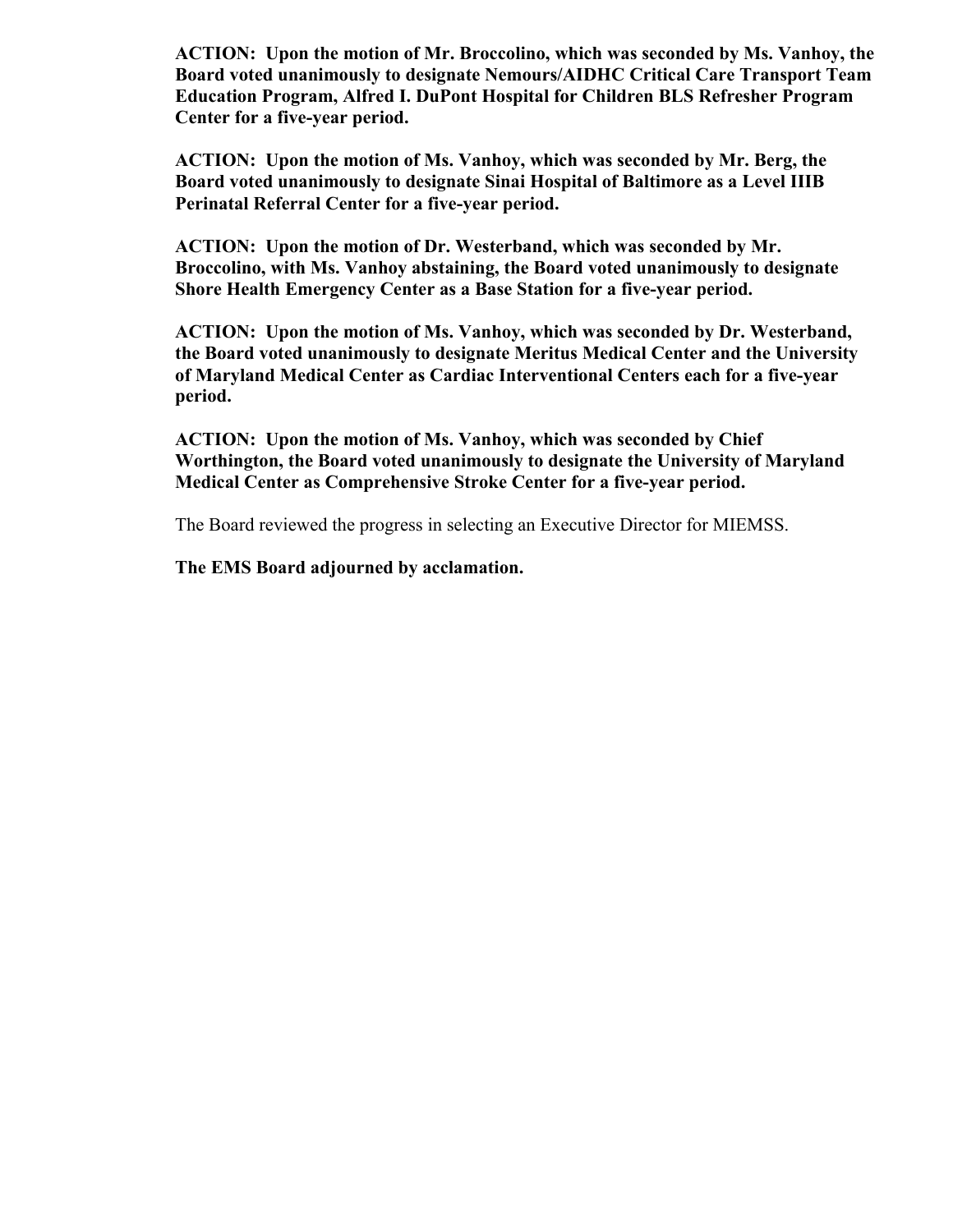**ACTION: Upon the motion of Mr. Broccolino, which was seconded by Ms. Vanhoy, the Board voted unanimously to designate Nemours/AIDHC Critical Care Transport Team Education Program, Alfred I. DuPont Hospital for Children BLS Refresher Program Center for a five-year period.**

**ACTION: Upon the motion of Ms. Vanhoy, which was seconded by Mr. Berg, the Board voted unanimously to designate Sinai Hospital of Baltimore as a Level IIIB Perinatal Referral Center for a five-year period.**

**ACTION: Upon the motion of Dr. Westerband, which was seconded by Mr. Broccolino, with Ms. Vanhoy abstaining, the Board voted unanimously to designate Shore Health Emergency Center as a Base Station for a five-year period.**

**ACTION: Upon the motion of Ms. Vanhoy, which was seconded by Dr. Westerband, the Board voted unanimously to designate Meritus Medical Center and the University of Maryland Medical Center as Cardiac Interventional Centers each for a five-year period.**

**ACTION: Upon the motion of Ms. Vanhoy, which was seconded by Chief Worthington, the Board voted unanimously to designate the University of Maryland Medical Center as Comprehensive Stroke Center for a five-year period.**

The Board reviewed the progress in selecting an Executive Director for MIEMSS.

**The EMS Board adjourned by acclamation.**